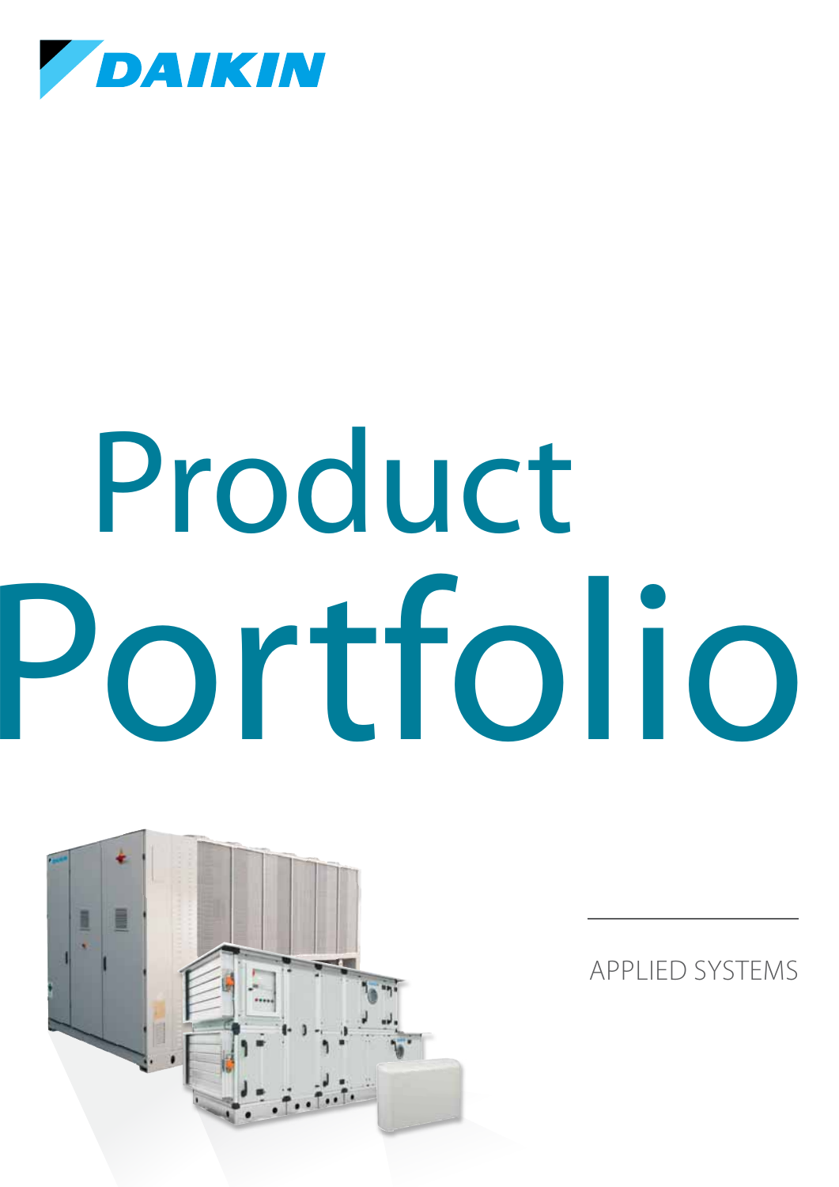DAIKIN

# Product Portfolio

APPLIED SYSTEMS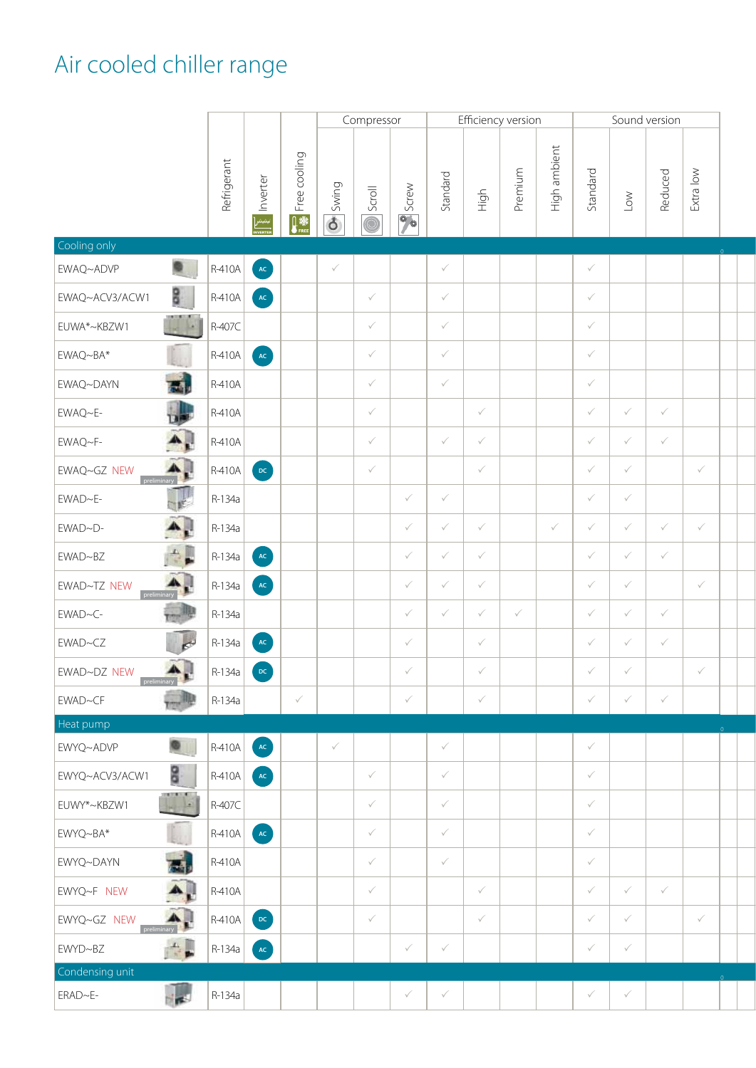# Air cooled chiller range

| | Refrigerant | Inverter | Free cooling | Compressor | | | Efficiency version | | | | Sound version | | | |
|---|---|---|---|---|---|---|---|---|---|---|---|---|---|---|
| | | | | Swing | Scroll | Screw | Standard | High | Premium | High ambient | Standard | Low | Reduced | Extra low |
| **Cooling only** | | | | | | | | | | | | | | |
| EWAQ~ADVP | R-410A | AC | | ✓ | | | ✓ | | | | ✓ | | | |
| EWAQ~ACV3/ACW1 | R-410A | AC | | | ✓ | | ✓ | | | | ✓ | | | |
| EUWA*~KBZW1 | R-407C | | | | ✓ | | ✓ | | | | ✓ | | | |
| EWAQ~BA* | R-410A | AC | | | ✓ | | ✓ | | | | ✓ | | | |
| EWAQ~DAYN | R-410A | | | | ✓ | | ✓ | | | | ✓ | | | |
| EWAQ~E- | R-410A | | | | ✓ | | | ✓ | | | ✓ | ✓ | ✓ | |
| EWAQ~F- | R-410A | | | | ✓ | | ✓ | ✓ | | | ✓ | ✓ | ✓ | |
| EWAQ~GZ NEW (preliminary) | R-410A | DC | | | ✓ | | | ✓ | | | ✓ | ✓ | | ✓ |
| EWAD~E- | R-134a | | | | | ✓ | ✓ | | | | ✓ | ✓ | | |
| EWAD~D- | R-134a | | | | | ✓ | ✓ | ✓ | | ✓ | ✓ | ✓ | ✓ | ✓ |
| EWAD~BZ | R-134a | AC | | | | ✓ | ✓ | ✓ | | | ✓ | ✓ | ✓ | |
| EWAD~TZ NEW (preliminary) | R-134a | AC | | | | ✓ | ✓ | ✓ | | | ✓ | ✓ | | ✓ |
| EWAD~C- | R-134a | | | | | ✓ | ✓ | ✓ | ✓ | | ✓ | ✓ | ✓ | |
| EWAD~CZ | R-134a | AC | | | | ✓ | | ✓ | | | ✓ | ✓ | ✓ | |
| EWAD~DZ NEW (preliminary) | R-134a | DC | | | | ✓ | | ✓ | | | ✓ | ✓ | | ✓ |
| EWAD~CF | R-134a | | ✓ | | | ✓ | | ✓ | | | ✓ | ✓ | ✓ | |
| **Heat pump** | | | | | | | | | | | | | | |
| EWYQ~ADVP | R-410A | AC | | ✓ | | | ✓ | | | | ✓ | | | |
| EWYQ~ACV3/ACW1 | R-410A | AC | | | ✓ | | ✓ | | | | ✓ | | | |
| EUWY*~KBZW1 | R-407C | | | | ✓ | | ✓ | | | | ✓ | | | |
| EWYQ~BA* | R-410A | AC | | | ✓ | | ✓ | | | | ✓ | | | |
| EWYQ~DAYN | R-410A | | | | ✓ | | ✓ | | | | ✓ | | | |
| EWYQ~F NEW | R-410A | | | | ✓ | | | ✓ | | | ✓ | ✓ | ✓ | |
| EWYQ~GZ NEW (preliminary) | R-410A | DC | | | ✓ | | | ✓ | | | ✓ | ✓ | | ✓ |
| EWYD~BZ | R-134a | AC | | | | ✓ | ✓ | | | | ✓ | ✓ | | |
| **Condensing unit** | | | | | | | | | | | | | | |
| ERAD~E- | R-134a | | | | | ✓ | ✓ | | | | ✓ | ✓ | | |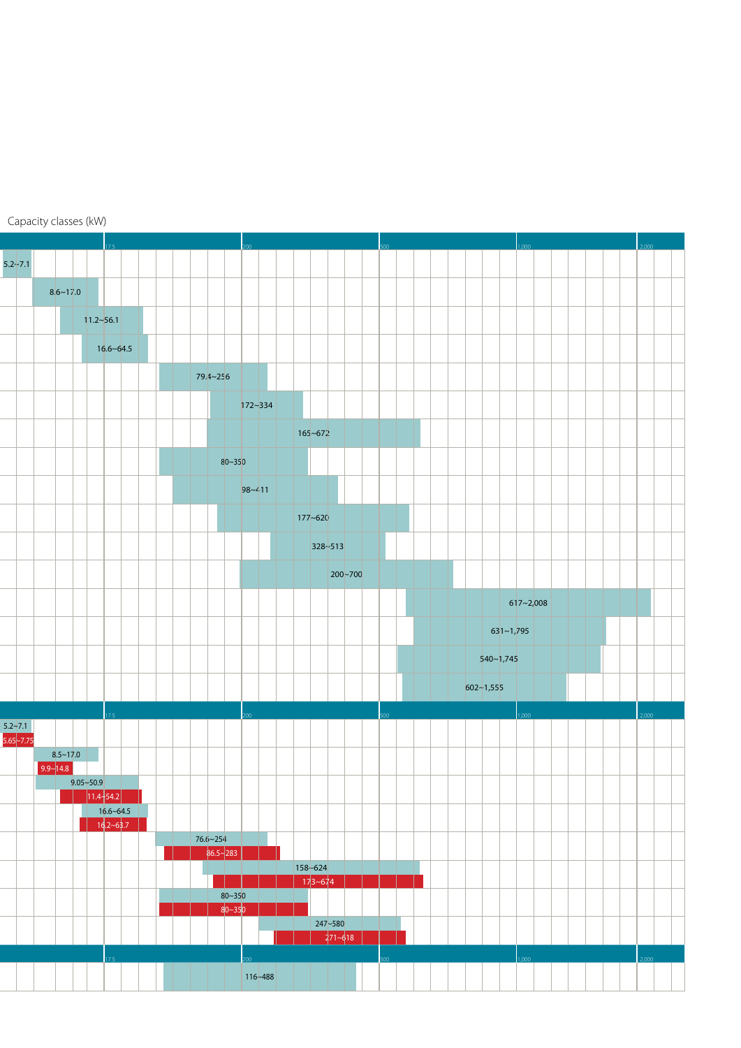Capacity classes (kW)

| 17.5 | 200 | 500 | 1,000 | 2,000 |
|---|---|---|---|---|
| 5.2~7.1 | | | | |
| 8.6~17.0 | | | | |
| 11.2~56.1 | | | | |
| 16.6~64.5 | | | | |
| 79.4~256 | | | | |
| 172~334 | | | | |
| 165~672 | | | | |
| 80~350 | | | | |
| 98~411 | | | | |
| 177~620 | | | | |
| 328~513 | | | | |
| 200~700 | | | | |
| 617~2,008 | | | | |
| 631~1,795 | | | | |
| 540~1,745 | | | | |
| 602~1,555 | | | | |

| 17.5 | 200 | 500 | 1,000 | 2,000 |
|---|---|---|---|---|
| 5.2~7.1 | | | | |
| 5.65~7.75 | | | | |
| 8.5~17.0 | | | | |
| 9.9~14.8 | | | | |
| 9.05~50.9 | | | | |
| 11.4~54.2 | | | | |
| 16.6~64.5 | | | | |
| 16.2~63.7 | | | | |
| 76.6~254 | | | | |
| 86.5~283 | | | | |
| 158~624 | | | | |
| 173~674 | | | | |
| 80~350 | | | | |
| 80~350 | | | | |
| 247~580 | | | | |
| 271~618 | | | | |

| 17.5 | 200 | 500 | 1,000 | 2,000 |
|---|---|---|---|---|
| 116~488 | | | | |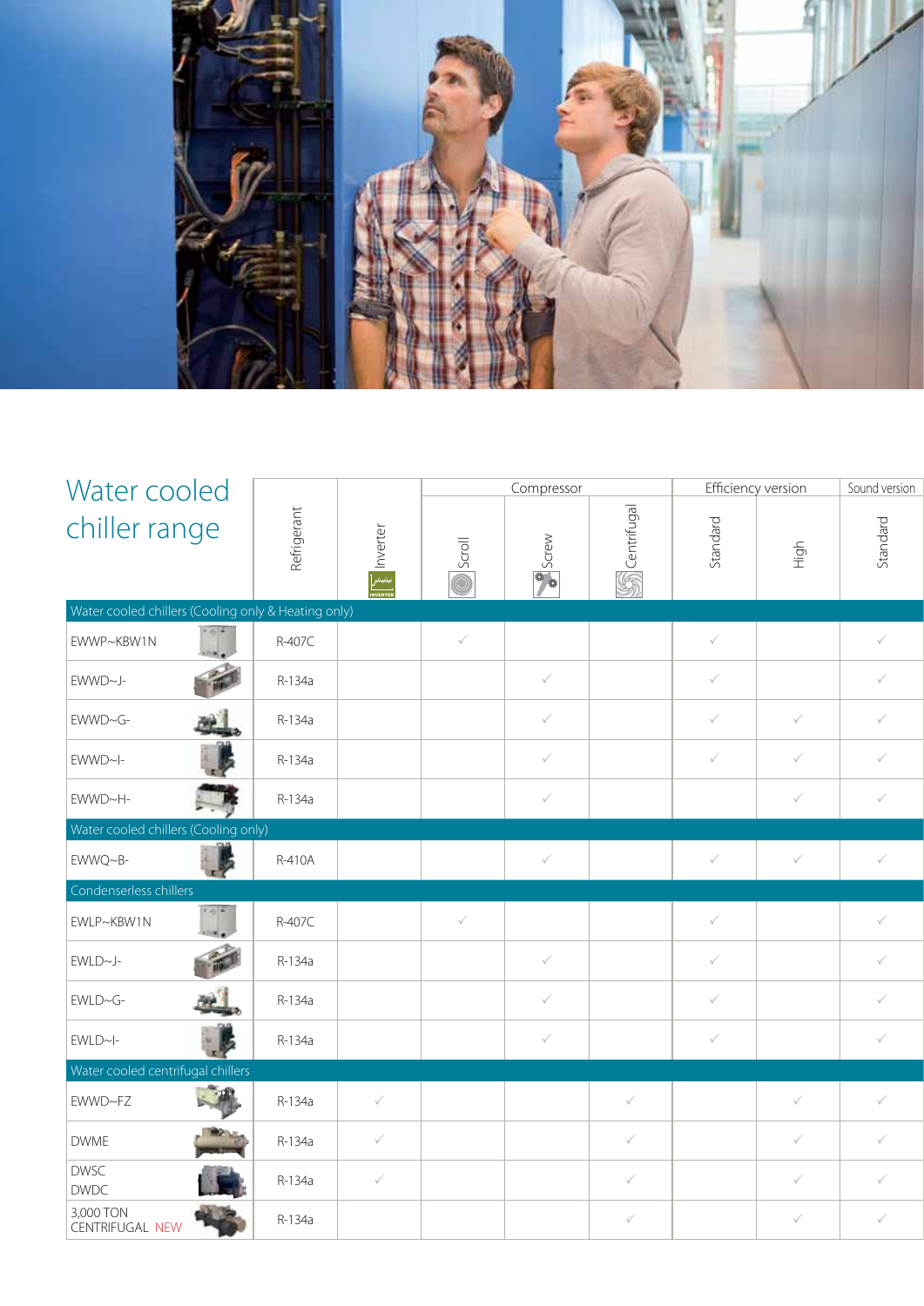## Water cooled chiller range

| | Refrigerant | Inverter | Compressor | | | Efficiency version | | Sound version |
|---|---|---|---|---|---|---|---|---|
| | | | Scroll | Screw | Centrifugal | Standard | High | Standard |
| **Water cooled chillers (Cooling only & Heating only)** | | | | | | | | |
| EWWP~KBW1N | R-407C | | ✓ | | | ✓ | | ✓ |
| EWWD~J- | R-134a | | | ✓ | | ✓ | | ✓ |
| EWWD~G- | R-134a | | | ✓ | | ✓ | ✓ | ✓ |
| EWWD~I- | R-134a | | | ✓ | | ✓ | ✓ | ✓ |
| EWWD~H- | R-134a | | | ✓ | | | ✓ | ✓ |
| **Water cooled chillers (Cooling only)** | | | | | | | | |
| EWWQ~B- | R-410A | | | ✓ | | ✓ | ✓ | ✓ |
| **Condenserless chillers** | | | | | | | | |
| EWLP~KBW1N | R-407C | | ✓ | | | ✓ | | ✓ |
| EWLD~J- | R-134a | | | ✓ | | ✓ | | ✓ |
| EWLD~G- | R-134a | | | ✓ | | ✓ | | ✓ |
| EWLD~I- | R-134a | | | ✓ | | ✓ | | ✓ |
| **Water cooled centrifugal chillers** | | | | | | | | |
| EWWD~FZ | R-134a | ✓ | | | ✓ | | ✓ | ✓ |
| DWME | R-134a | ✓ | | | ✓ | | ✓ | ✓ |
| DWSC DWDC | R-134a | ✓ | | | ✓ | | ✓ | ✓ |
| 3,000 TON CENTRIFUGAL NEW | R-134a | | | | ✓ | | ✓ | ✓ |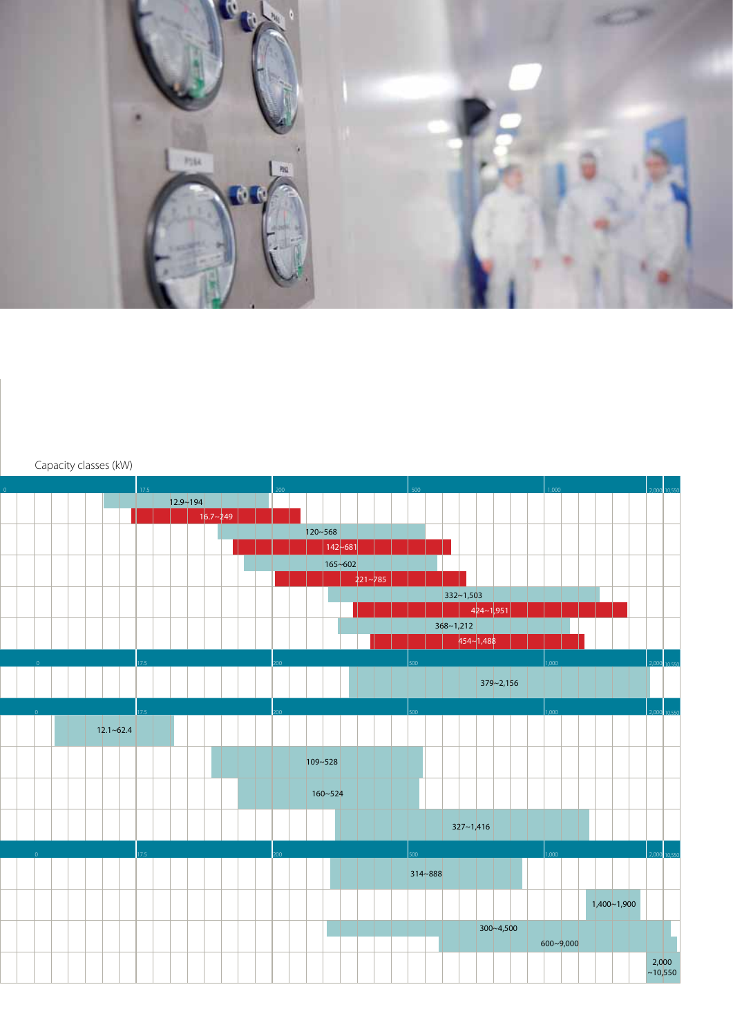Capacity classes (kW)

| Scale | Capacity range (kW) |
| --- | --- |
| 0 – 17.5 – 200 – 500 – 1,000 – 2,000 – 10,550 | |
| | 12.9~194 |
| | 16.7~249 |
| | 120~568 |
| | 142~681 |
| | 165~602 |
| | 221~785 |
| | 332~1,503 |
| | 424~1,951 |
| | 368~1,212 |
| | 454~1,488 |
| 0 – 17.5 – 200 – 500 – 1,000 – 2,000 – 10,550 | |
| | 379~2,156 |
| 0 – 17.5 – 200 – 500 – 1,000 – 2,000 – 10,550 | |
| | 12.1~62.4 |
| | 109~528 |
| | 160~524 |
| | 327~1,416 |
| 0 – 17.5 – 200 – 500 – 1,000 – 2,000 – 10,550 | |
| | 314~888 |
| | 1,400~1,900 |
| | 300~4,500 |
| | 600~9,000 |
| | 2,000 ~10,550 |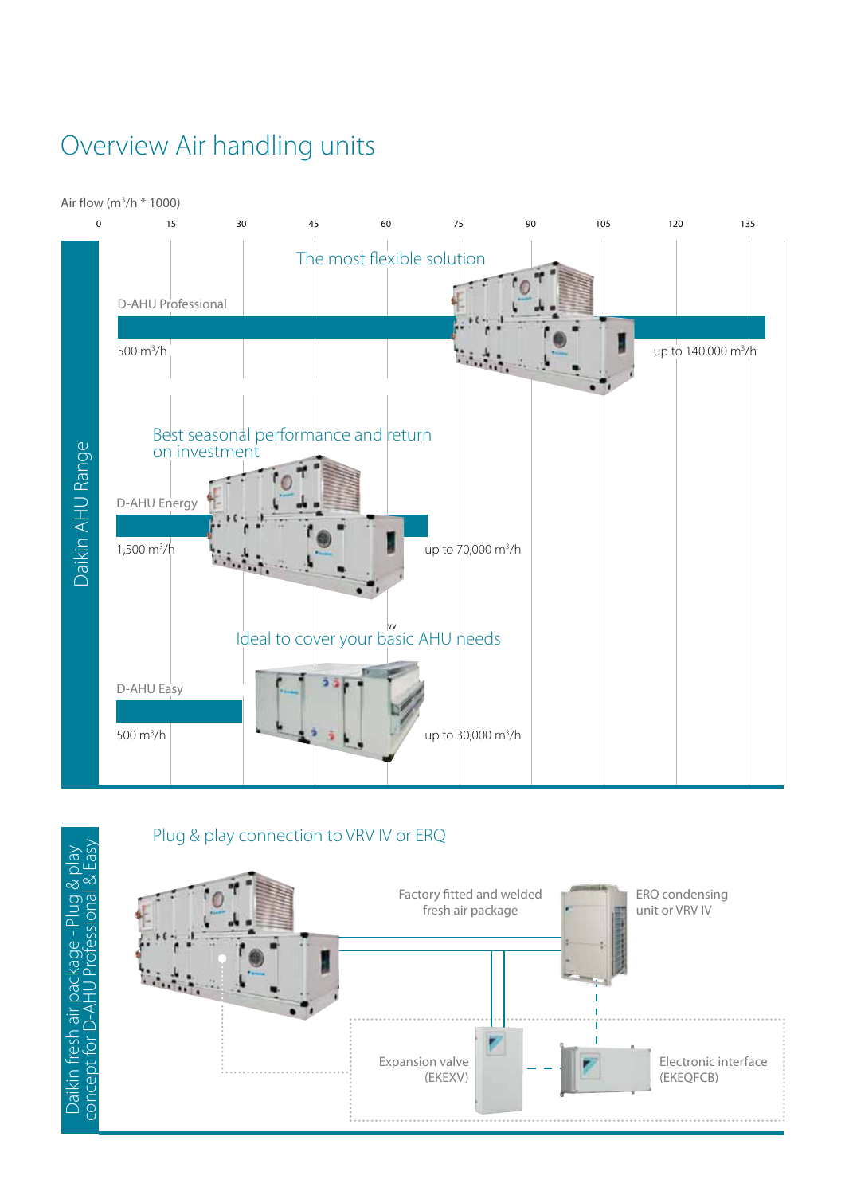# Overview Air handling units

Air flow ($m^3/h$ * 1000)

0 | 15 | 30 | 45 | 60 | 75 | 90 | 105 | 120 | 135

Daikin AHU Range

**D-AHU Professional** – The most flexible solution
500 $m^3/h$ – up to 140,000 $m^3/h$

**D-AHU Energy** – Best seasonal performance and return on investment
1,500 $m^3/h$ – up to 70,000 $m^3/h$

**D-AHU Easy** – Ideal to cover your basic AHU needs
500 $m^3/h$ – up to 30,000 $m^3/h$

## Daikin fresh air package - Plug & play concept for D-AHU Professional & Easy

Plug & play connection to VRV IV or ERQ

- Factory fitted and welded fresh air package
- ERQ condensing unit or VRV IV
- Expansion valve (EKEXV)
- Electronic interface (EKEQFCB)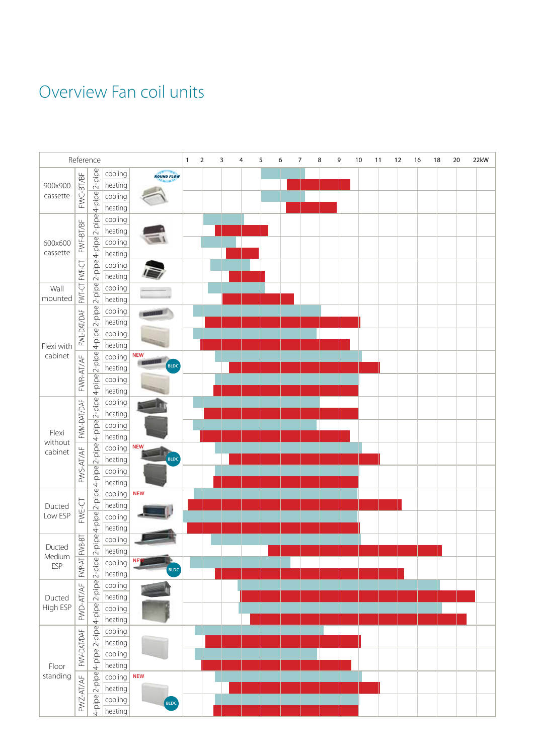# Overview Fan coil units

| Reference | | | | Capacity range (1–22 kW) |
|---|---|---|---|---|
| 900x900 cassette | FWC-BT/BF | 2-pipe | cooling | |
| | | | heating | |
| | | 4-pipe | cooling | |
| | | | heating | |
| 600x600 cassette | FWF-BT/BF | 2-pipe | cooling | |
| | | | heating | |
| | | 4-pipe | cooling | |
| | | | heating | |
| | FWF-CT | 2-pipe | cooling | |
| | | | heating | |
| Wall mounted | FWT-CT | 2-pipe | cooling | |
| | | | heating | |
| Flexi with cabinet | FWL-DAT/DAF | 2-pipe | cooling | |
| | | | heating | |
| | | 4-pipe | cooling | |
| | | | heating | |
| | FWR-AT/AF (NEW, BLDC) | 2-pipe | cooling | |
| | | | heating | |
| | | 4-pipe | cooling | |
| | | | heating | |
| Flexi without cabinet | FWM-DAT/DAF | 2-pipe | cooling | |
| | | | heating | |
| | | 4-pipe | cooling | |
| | | | heating | |
| | FWS-AT/AF (NEW, BLDC) | 2-pipe | cooling | |
| | | | heating | |
| | | 4-pipe | cooling | |
| | | | heating | |
| Ducted Low ESP | FWE-CT (NEW) | 2-pipe | cooling | |
| | | | heating | |
| | | 4-pipe | cooling | |
| | | | heating | |
| Ducted Medium ESP | FWB-BT | 2-pipe | cooling | |
| | | | heating | |
| | FWP-AT (NEW, BLDC) | 2-pipe | cooling | |
| | | | heating | |
| Ducted High ESP | FWD-AT/AF | 2-pipe | cooling | |
| | | | heating | |
| | | 4-pipe | cooling | |
| | | | heating | |
| Floor standing | FWV-DAT/DAF | 2-pipe | cooling | |
| | | | heating | |
| | | 4-pipe | cooling | |
| | | | heating | |
| | FWZ-AT/AF (NEW, BLDC) | 2-pipe | cooling | |
| | | | heating | |
| | | 4-pipe | cooling | |
| | | | heating | |

Scale: 1, 2, 3, 4, 5, 6, 7, 8, 9, 10, 11, 12, 16, 18, 20, 22kW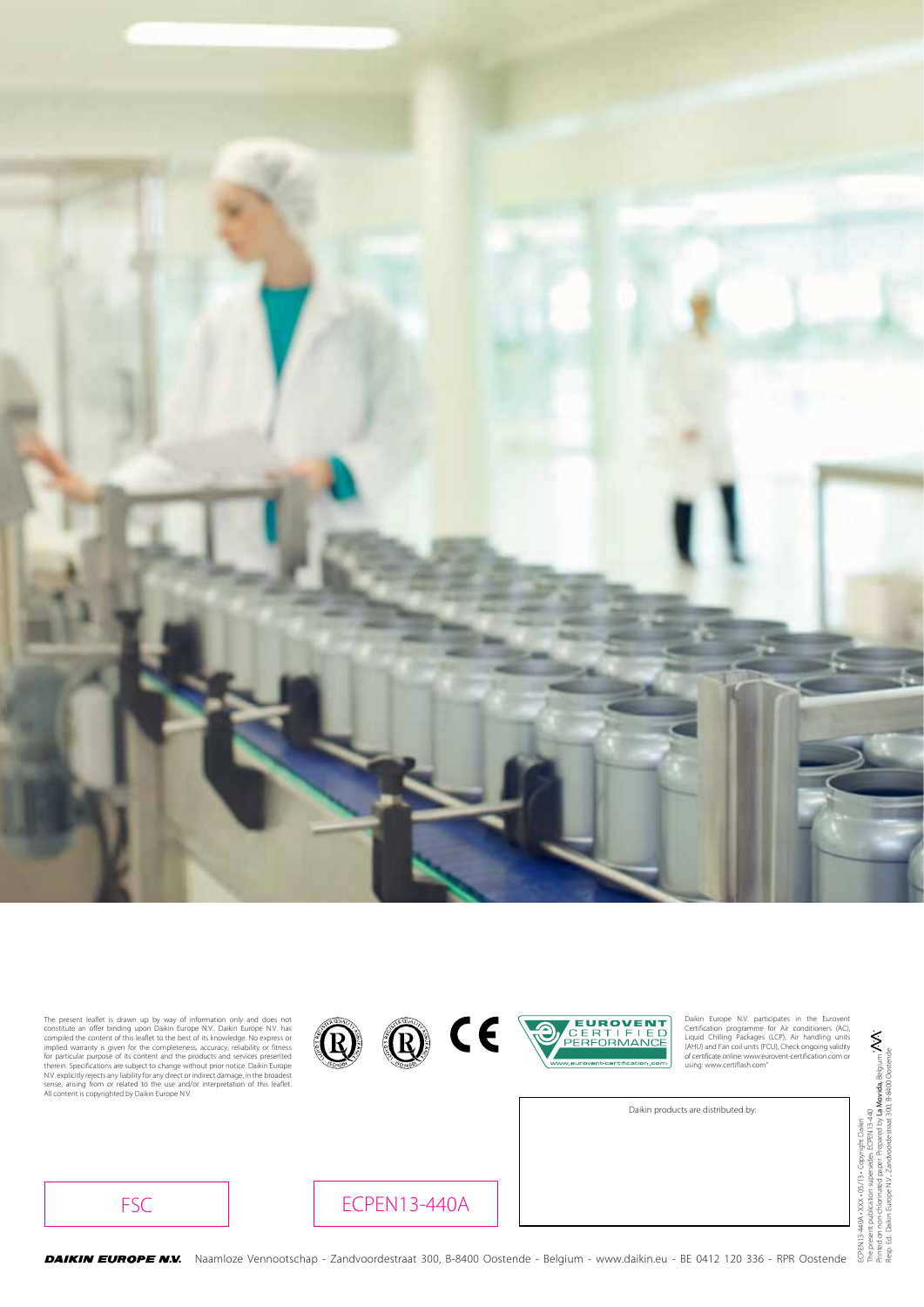The present leaflet is drawn up by way of information only and does not constitute an offer binding upon Daikin Europe N.V.. Daikin Europe N.V. has compiled the content of this leaflet to the best of its knowledge. No express or implied warranty is given for the completeness, accuracy, reliability or fitness for particular purpose of its content and the products and services presented therein. Specifications are subject to change without prior notice. Daikin Europe N.V. explicitly rejects any liability for any direct or indirect damage, in the broadest sense, arising from or related to the use and/or interpretation of this leaflet. All content is copyrighted by Daikin Europe N.V.

Daikin Europe N.V. participates in the Eurovent Certification programme for Air conditioners (AC), Liquid Chilling Packages (LCP), Air handling units (AHU) and Fan coil units (FCU). Check ongoing validity of certificate online: www.eurovent-certification.com or using: www.certiflash.com"

Daikin products are distributed by:

FSC

ECPEN13-440A

ECPEN13-440A • XXX • 05/13 • Copyright Daikin
The present publication supersedes ECPEN13-440
Printed on non-chlorinated paper. Prepared by La Movida, Belgium
Resp. Ed.: Daikin Europe N.V., Zandvoordestraat 300, B-8400 Oostende

**DAIKIN EUROPE N.V.** Naamloze Vennootschap - Zandvoordestraat 300, B-8400 Oostende - Belgium - www.daikin.eu - BE 0412 120 336 - RPR Oostende